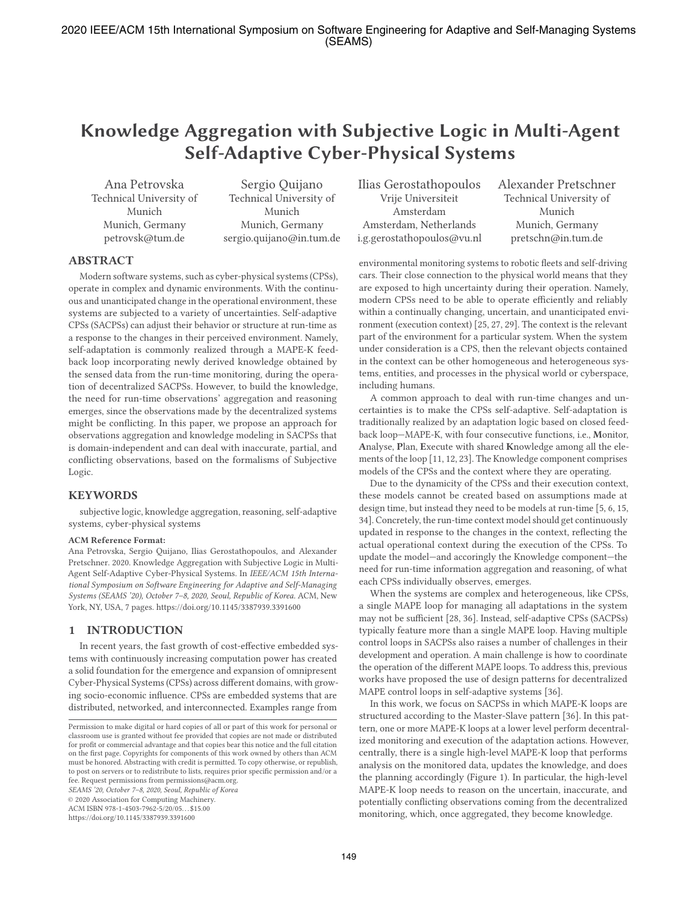# Knowledge Aggregation with Subjective Logic in Multi-Agent Self-Adaptive Cyber-Physical Systems

Ana Petrovska
Technical University of Munich
Munich, Germany
petrovsk@tum.de

Sergio Quijano
Technical University of Munich
Munich, Germany
sergio.quijano@in.tum.de

Ilias Gerostathopoulos
Vrije Universiteit Amsterdam
Amsterdam, Netherlands
i.g.gerostathopoulos@vu.nl

Alexander Pretschner
Technical University of Munich
Munich, Germany
pretschn@in.tum.de

## ABSTRACT

Modern software systems, such as cyber-physical systems (CPSs), operate in complex and dynamic environments. With the continuous and unanticipated change in the operational environment, these systems are subjected to a variety of uncertainties. Self-adaptive CPSs (SACPSs) can adjust their behavior or structure at run-time as a response to the changes in their perceived environment. Namely, self-adaptation is commonly realized through a MAPE-K feedback loop incorporating newly derived knowledge obtained by the sensed data from the run-time monitoring, during the operation of decentralized SACPSs. However, to build the knowledge, the need for run-time observations' aggregation and reasoning emerges, since the observations made by the decentralized systems might be conflicting. In this paper, we propose an approach for observations aggregation and knowledge modeling in SACPSs that is domain-independent and can deal with inaccurate, partial, and conflicting observations, based on the formalisms of Subjective Logic.

## KEYWORDS

subjective logic, knowledge aggregation, reasoning, self-adaptive systems, cyber-physical systems

**ACM Reference Format:**
Ana Petrovska, Sergio Quijano, Ilias Gerostathopoulos, and Alexander Pretschner. 2020. Knowledge Aggregation with Subjective Logic in Multi-Agent Self-Adaptive Cyber-Physical Systems. In *IEEE/ACM 15th International Symposium on Software Engineering for Adaptive and Self-Managing Systems (SEAMS '20), October 7–8, 2020, Seoul, Republic of Korea.* ACM, New York, NY, USA, 7 pages. https://doi.org/10.1145/3387939.3391600

## 1 INTRODUCTION

In recent years, the fast growth of cost-effective embedded systems with continuously increasing computation power has created a solid foundation for the emergence and expansion of omnipresent Cyber-Physical Systems (CPSs) across different domains, with growing socio-economic influence. CPSs are embedded systems that are distributed, networked, and interconnected. Examples range from environmental monitoring systems to robotic fleets and self-driving cars. Their close connection to the physical world means that they are exposed to high uncertainty during their operation. Namely, modern CPSs need to be able to operate efficiently and reliably within a continually changing, uncertain, and unanticipated environment (execution context) [25, 27, 29]. The context is the relevant part of the environment for a particular system. When the system under consideration is a CPS, then the relevant objects contained in the context can be other homogeneous and heterogeneous systems, entities, and processes in the physical world or cyberspace, including humans.

A common approach to deal with run-time changes and uncertainties is to make the CPSs self-adaptive. Self-adaptation is traditionally realized by an adaptation logic based on closed feedback loop—MAPE-K, with four consecutive functions, i.e., **M**onitor, **A**nalyse, **P**lan, **E**xecute with shared **K**nowledge among all the elements of the loop [11, 12, 23]. The Knowledge component comprises models of the CPSs and the context where they are operating.

Due to the dynamicity of the CPSs and their execution context, these models cannot be created based on assumptions made at design time, but instead they need to be models at run-time [5, 6, 15, 34]. Concretely, the run-time context model should get continuously updated in response to the changes in the context, reflecting the actual operational context during the execution of the CPSs. To update the model—and accordingly the Knowledge component—the need for run-time information aggregation and reasoning, of what each CPSs individually observes, emerges.

When the systems are complex and heterogeneous, like CPSs, a single MAPE loop for managing all adaptations in the system may not be sufficient [28, 36]. Instead, self-adaptive CPSs (SACPSs) typically feature more than a single MAPE loop. Having multiple control loops in SACPSs also raises a number of challenges in their development and operation. A main challenge is how to coordinate the operation of the different MAPE loops. To address this, previous works have proposed the use of design patterns for decentralized MAPE control loops in self-adaptive systems [36].

In this work, we focus on SACPSs in which MAPE-K loops are structured according to the Master-Slave pattern [36]. In this pattern, one or more MAPE-K loops at a lower level perform decentralized monitoring and execution of the adaptation actions. However, centrally, there is a single high-level MAPE-K loop that performs analysis on the monitored data, updates the knowledge, and does the planning accordingly (Figure 1). In particular, the high-level MAPE-K loop needs to reason on the uncertain, inaccurate, and potentially conflicting observations coming from the decentralized monitoring, which, once aggregated, they become knowledge.

Permission to make digital or hard copies of all or part of this work for personal or classroom use is granted without fee provided that copies are not made or distributed for profit or commercial advantage and that copies bear this notice and the full citation on the first page. Copyrights for components of this work owned by others than ACM must be honored. Abstracting with credit is permitted. To copy otherwise, or republish, to post on servers or to redistribute to lists, requires prior specific permission and/or a fee. Request permissions from permissions@acm.org.
*SEAMS '20, October 7–8, 2020, Seoul, Republic of Korea*
© 2020 Association for Computing Machinery.
ACM ISBN 978-1-4503-7962-5/20/05...$15.00
https://doi.org/10.1145/3387939.3391600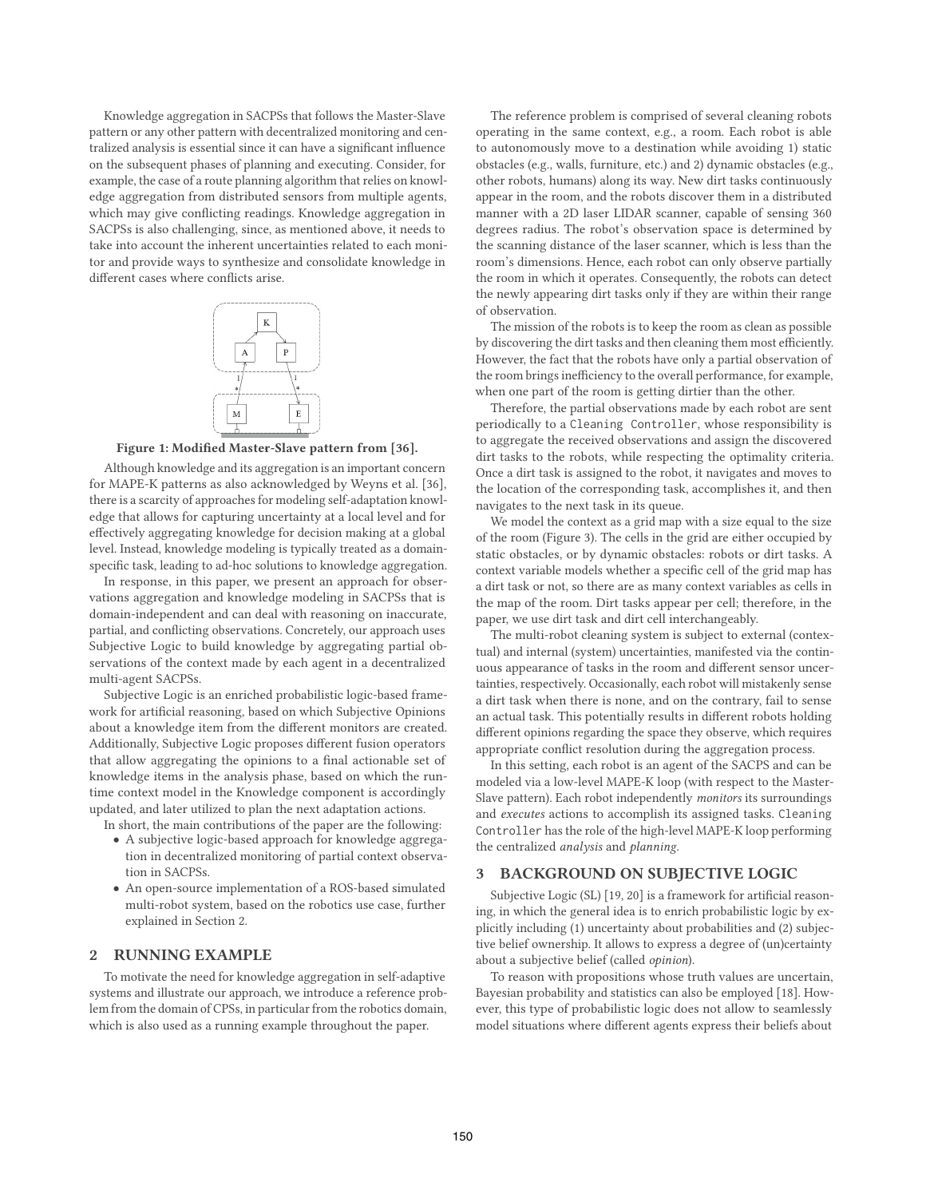Knowledge aggregation in SACPSs that follows the Master-Slave pattern or any other pattern with decentralized monitoring and centralized analysis is essential since it can have a significant influence on the subsequent phases of planning and executing. Consider, for example, the case of a route planning algorithm that relies on knowledge aggregation from distributed sensors from multiple agents, which may give conflicting readings. Knowledge aggregation in SACPSs is also challenging, since, as mentioned above, it needs to take into account the inherent uncertainties related to each monitor and provide ways to synthesize and consolidate knowledge in different cases where conflicts arise.

**Figure 1: Modified Master-Slave pattern from [36].**

Although knowledge and its aggregation is an important concern for MAPE-K patterns as also acknowledged by Weyns et al. [36], there is a scarcity of approaches for modeling self-adaptation knowledge that allows for capturing uncertainty at a local level and for effectively aggregating knowledge for decision making at a global level. Instead, knowledge modeling is typically treated as a domain-specific task, leading to ad-hoc solutions to knowledge aggregation.

In response, in this paper, we present an approach for observations aggregation and knowledge modeling in SACPSs that is domain-independent and can deal with reasoning on inaccurate, partial, and conflicting observations. Concretely, our approach uses Subjective Logic to build knowledge by aggregating partial observations of the context made by each agent in a decentralized multi-agent SACPSs.

Subjective Logic is an enriched probabilistic logic-based framework for artificial reasoning, based on which Subjective Opinions about a knowledge item from the different monitors are created. Additionally, Subjective Logic proposes different fusion operators that allow aggregating the opinions to a final actionable set of knowledge items in the analysis phase, based on which the runtime context model in the Knowledge component is accordingly updated, and later utilized to plan the next adaptation actions.

In short, the main contributions of the paper are the following:

- A subjective logic-based approach for knowledge aggregation in decentralized monitoring of partial context observation in SACPSs.
- An open-source implementation of a ROS-based simulated multi-robot system, based on the robotics use case, further explained in Section 2.

## 2 RUNNING EXAMPLE

To motivate the need for knowledge aggregation in self-adaptive systems and illustrate our approach, we introduce a reference problem from the domain of CPSs, in particular from the robotics domain, which is also used as a running example throughout the paper.

The reference problem is comprised of several cleaning robots operating in the same context, e.g., a room. Each robot is able to autonomously move to a destination while avoiding 1) static obstacles (e.g., walls, furniture, etc.) and 2) dynamic obstacles (e.g., other robots, humans) along its way. New dirt tasks continuously appear in the room, and the robots discover them in a distributed manner with a 2D laser LIDAR scanner, capable of sensing 360 degrees radius. The robot's observation space is determined by the scanning distance of the laser scanner, which is less than the room's dimensions. Hence, each robot can only observe partially the room in which it operates. Consequently, the robots can detect the newly appearing dirt tasks only if they are within their range of observation.

The mission of the robots is to keep the room as clean as possible by discovering the dirt tasks and then cleaning them most efficiently. However, the fact that the robots have only a partial observation of the room brings inefficiency to the overall performance, for example, when one part of the room is getting dirtier than the other.

Therefore, the partial observations made by each robot are sent periodically to a `Cleaning Controller`, whose responsibility is to aggregate the received observations and assign the discovered dirt tasks to the robots, while respecting the optimality criteria. Once a dirt task is assigned to the robot, it navigates and moves to the location of the corresponding task, accomplishes it, and then navigates to the next task in its queue.

We model the context as a grid map with a size equal to the size of the room (Figure 3). The cells in the grid are either occupied by static obstacles, or by dynamic obstacles: robots or dirt tasks. A context variable models whether a specific cell of the grid map has a dirt task or not, so there are as many context variables as cells in the map of the room. Dirt tasks appear per cell; therefore, in the paper, we use dirt task and dirt cell interchangeably.

The multi-robot cleaning system is subject to external (contextual) and internal (system) uncertainties, manifested via the continuous appearance of tasks in the room and different sensor uncertainties, respectively. Occasionally, each robot will mistakenly sense a dirt task when there is none, and on the contrary, fail to sense an actual task. This potentially results in different robots holding different opinions regarding the space they observe, which requires appropriate conflict resolution during the aggregation process.

In this setting, each robot is an agent of the SACPS and can be modeled via a low-level MAPE-K loop (with respect to the Master-Slave pattern). Each robot independently *monitors* its surroundings and *executes* actions to accomplish its assigned tasks. `Cleaning Controller` has the role of the high-level MAPE-K loop performing the centralized *analysis* and *planning*.

## 3 BACKGROUND ON SUBJECTIVE LOGIC

Subjective Logic (SL) [19, 20] is a framework for artificial reasoning, in which the general idea is to enrich probabilistic logic by explicitly including (1) uncertainty about probabilities and (2) subjective belief ownership. It allows to express a degree of (un)certainty about a subjective belief (called *opinion*).

To reason with propositions whose truth values are uncertain, Bayesian probability and statistics can also be employed [18]. However, this type of probabilistic logic does not allow to seamlessly model situations where different agents express their beliefs about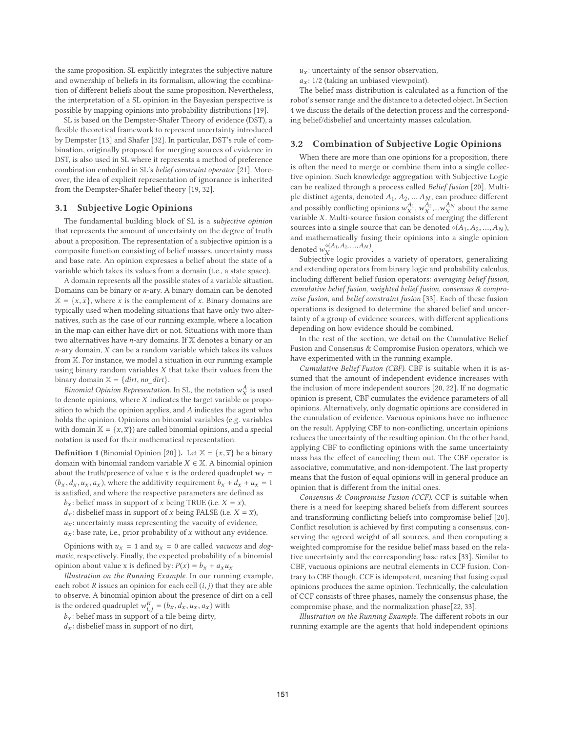the same proposition. SL explicitly integrates the subjective nature and ownership of beliefs in its formalism, allowing the combination of different beliefs about the same proposition. Nevertheless, the interpretation of a SL opinion in the Bayesian perspective is possible by mapping opinions into probability distributions [19].

SL is based on the Dempster-Shafer Theory of evidence (DST), a flexible theoretical framework to represent uncertainty introduced by Dempster [13] and Shafer [32]. In particular, DST's rule of combination, originally proposed for merging sources of evidence in DST, is also used in SL where it represents a method of preference combination embodied in SL's *belief constraint operator* [21]. Moreover, the idea of explicit representation of ignorance is inherited from the Dempster-Shafer belief theory [19, 32].

### 3.1 Subjective Logic Opinions

The fundamental building block of SL is a *subjective opinion* that represents the amount of uncertainty on the degree of truth about a proposition. The representation of a subjective opinion is a composite function consisting of belief masses, uncertainty mass and base rate. An opinion expresses a belief about the state of a variable which takes its values from a domain (i.e., a state space).

A domain represents all the possible states of a variable situation. Domains can be binary or *n*-ary. A binary domain can be denoted $\mathbb{X} = \{x, \overline{x}\}$, where $\overline{x}$ is the complement of $x$. Binary domains are typically used when modeling situations that have only two alternatives, such as the case of our running example, where a location in the map can either have dirt or not. Situations with more than two alternatives have *n*-ary domains. If $\mathbb{X}$ denotes a binary or an *n*-ary domain, $X$ can be a random variable which takes its values from $\mathbb{X}$. For instance, we model a situation in our running example using binary random variables $X$ that take their values from the binary domain $\mathbb{X} = \{dirt, no\_dirt\}$.

*Binomial Opinion Representation.* In SL, the notation $w_X^A$ is used to denote opinions, where $X$ indicates the target variable or proposition to which the opinion applies, and $A$ indicates the agent who holds the opinion. Opinions on binomial variables (e.g. variables with domain $\mathbb{X} = \{x, \overline{x}\}$) are called binomial opinions, and a special notation is used for their mathematical representation.

**Definition 1** (Binomial Opinion [20] ). Let $\mathbb{X} = \{x, \overline{x}\}$ be a binary domain with binomial random variable $X \in \mathbb{X}$. A binomial opinion about the truth/presence of value $x$ is the ordered quadruplet $w_x = (b_x, d_x, u_x, a_x)$, where the additivity requirement $b_x + d_x + u_x = 1$ is satisfied, and where the respective parameters are defined as

$b_x$: belief mass in support of $x$ being TRUE (i.e. $X = x$),
$d_x$: disbelief mass in support of $x$ being FALSE (i.e. $X = \overline{x}$),
$u_x$: uncertainty mass representing the vacuity of evidence,
$a_x$: base rate, i.e., prior probability of $x$ without any evidence.

Opinions with $u_x = 1$ and $u_x = 0$ are called *vacuous* and *dogmatic*, respectively. Finally, the expected probability of a binomial opinion about value x is defined by: $P(x) = b_x + a_x u_x$

*Illustration on the Running Example.* In our running example, each robot $R$ issues an opinion for each cell $(i, j)$ that they are able to observe. A binomial opinion about the presence of dirt on a cell is the ordered quadruplet $w_{i,j}^R = (b_x, d_x, u_x, a_x)$ with

$b_x$: belief mass in support of a tile being dirty,
$d_x$: disbelief mass in support of no dirt,
$u_x$: uncertainty of the sensor observation,
$a_x$: 1/2 (taking an unbiased viewpoint).

The belief mass distribution is calculated as a function of the robot's sensor range and the distance to a detected object. In Section 4 we discuss the details of the detection process and the corresponding belief/disbelief and uncertainty masses calculation.

### 3.2 Combination of Subjective Logic Opinions

When there are more than one opinions for a proposition, there is often the need to merge or combine them into a single collective opinion. Such knowledge aggregation with Subjective Logic can be realized through a process called *Belief fusion* [20]. Multiple distinct agents, denoted $A_1, A_2, \ldots A_N$, can produce different and possibly conflicting opinions $w_X^{A_1}, w_X^{A_2}, \ldots w_X^{A_N}$ about the same variable $X$. Multi-source fusion consists of merging the different sources into a single source that can be denoted $\diamond(A_1, A_2, \ldots, A_N)$, and mathematically fusing their opinions into a single opinion denoted $w_X^{\diamond(A_1, A_2, \ldots, A_N)}$.

Subjective logic provides a variety of operators, generalizing and extending operators from binary logic and probability calculus, including different belief fusion operators: *averaging belief fusion, cumulative belief fusion, weighted belief fusion, consensus & compromise fusion*, and *belief constraint fusion* [33]. Each of these fusion operations is designed to determine the shared belief and uncertainty of a group of evidence sources, with different applications depending on how evidence should be combined.

In the rest of the section, we detail on the Cumulative Belief Fusion and Consensus & Compromise Fusion operators, which we have experimented with in the running example.

*Cumulative Belief Fusion (CBF).* CBF is suitable when it is assumed that the amount of independent evidence increases with the inclusion of more independent sources [20, 22]. If no dogmatic opinion is present, CBF cumulates the evidence parameters of all opinions. Alternatively, only dogmatic opinions are considered in the cumulation of evidence. Vacuous opinions have no influence on the result. Applying CBF to non-conflicting, uncertain opinions reduces the uncertainty of the resulting opinion. On the other hand, applying CBF to conflicting opinions with the same uncertainty mass has the effect of canceling them out. The CBF operator is associative, commutative, and non-idempotent. The last property means that the fusion of equal opinions will in general produce an opinion that is different from the initial ones.

*Consensus & Compromise Fusion (CCF).* CCF is suitable when there is a need for keeping shared beliefs from different sources and transforming conflicting beliefs into compromise belief [20]. Conflict resolution is achieved by first computing a consensus, conserving the agreed weight of all sources, and then computing a weighted compromise for the residue belief mass based on the relative uncertainty and the corresponding base rates [33]. Similar to CBF, vacuous opinions are neutral elements in CCF fusion. Contrary to CBF though, CCF is idempotent, meaning that fusing equal opinions produces the same opinion. Technically, the calculation of CCF consists of three phases, namely the consensus phase, the compromise phase, and the normalization phase[22, 33].

*Illustration on the Running Example.* The different robots in our running example are the agents that hold independent opinions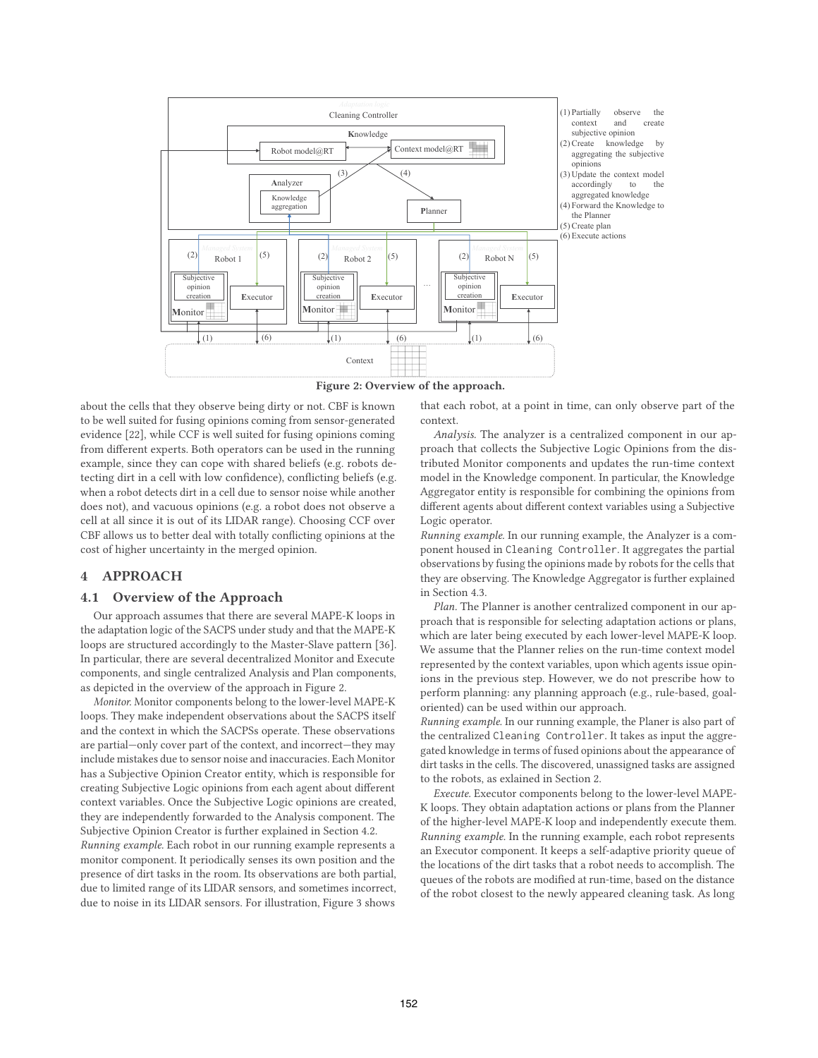Figure 2: Overview of the approach.

about the cells that they observe being dirty or not. CBF is known to be well suited for fusing opinions coming from sensor-generated evidence [22], while CCF is well suited for fusing opinions coming from different experts. Both operators can be used in the running example, since they can cope with shared beliefs (e.g. robots detecting dirt in a cell with low confidence), conflicting beliefs (e.g. when a robot detects dirt in a cell due to sensor noise while another does not), and vacuous opinions (e.g. a robot does not observe a cell at all since it is out of its LIDAR range). Choosing CCF over CBF allows us to better deal with totally conflicting opinions at the cost of higher uncertainty in the merged opinion.

# 4 APPROACH

## 4.1 Overview of the Approach

Our approach assumes that there are several MAPE-K loops in the adaptation logic of the SACPS under study and that the MAPE-K loops are structured accordingly to the Master-Slave pattern [36]. In particular, there are several decentralized Monitor and Execute components, and single centralized Analysis and Plan components, as depicted in the overview of the approach in Figure 2.

*Monitor.* Monitor components belong to the lower-level MAPE-K loops. They make independent observations about the SACPS itself and the context in which the SACPSs operate. These observations are partial—only cover part of the context, and incorrect—they may include mistakes due to sensor noise and inaccuracies. Each Monitor has a Subjective Opinion Creator entity, which is responsible for creating Subjective Logic opinions from each agent about different context variables. Once the Subjective Logic opinions are created, they are independently forwarded to the Analysis component. The Subjective Opinion Creator is further explained in Section 4.2.

*Running example.* Each robot in our running example represents a monitor component. It periodically senses its own position and the presence of dirt tasks in the room. Its observations are both partial, due to limited range of its LIDAR sensors, and sometimes incorrect, due to noise in its LIDAR sensors. For illustration, Figure 3 shows that each robot, at a point in time, can only observe part of the context.

*Analysis.* The analyzer is a centralized component in our approach that collects the Subjective Logic Opinions from the distributed Monitor components and updates the run-time context model in the Knowledge component. In particular, the Knowledge Aggregator entity is responsible for combining the opinions from different agents about different context variables using a Subjective Logic operator.

*Running example.* In our running example, the Analyzer is a component housed in `Cleaning Controller`. It aggregates the partial observations by fusing the opinions made by robots for the cells that they are observing. The Knowledge Aggregator is further explained in Section 4.3.

*Plan.* The Planner is another centralized component in our approach that is responsible for selecting adaptation actions or plans, which are later being executed by each lower-level MAPE-K loop. We assume that the Planner relies on the run-time context model represented by the context variables, upon which agents issue opinions in the previous step. However, we do not prescribe how to perform planning: any planning approach (e.g., rule-based, goal-oriented) can be used within our approach.

*Running example.* In our running example, the Planer is also part of the centralized `Cleaning Controller`. It takes as input the aggregated knowledge in terms of fused opinions about the appearance of dirt tasks in the cells. The discovered, unassigned tasks are assigned to the robots, as exlained in Section 2.

*Execute.* Executor components belong to the lower-level MAPE-K loops. They obtain adaptation actions or plans from the Planner of the higher-level MAPE-K loop and independently execute them.

*Running example.* In the running example, each robot represents an Executor component. It keeps a self-adaptive priority queue of the locations of the dirt tasks that a robot needs to accomplish. The queues of the robots are modified at run-time, based on the distance of the robot closest to the newly appeared cleaning task. As long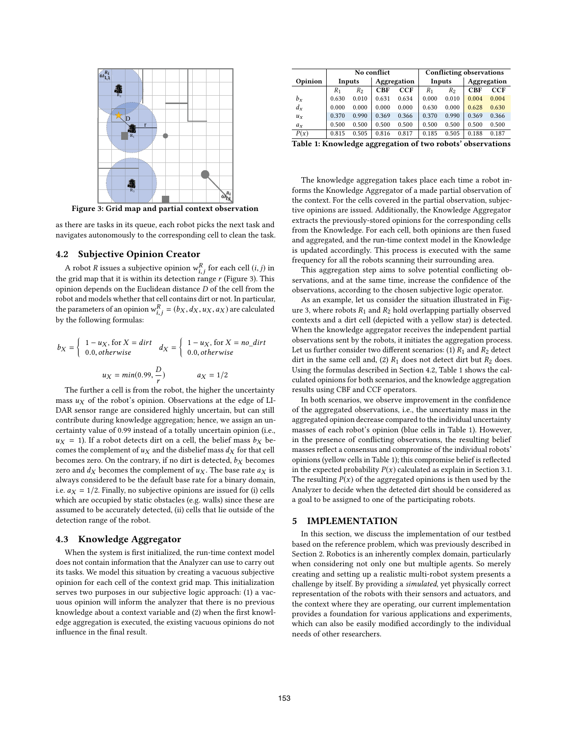Figure 3: Grid map and partial context observation

as there are tasks in its queue, each robot picks the next task and navigates autonomously to the corresponding cell to clean the task.

### 4.2 Subjective Opinion Creator

A robot $R$ issues a subjective opinion $w^{R}_{i,j}$ for each cell $(i, j)$ in the grid map that it is within its detection range $r$ (Figure 3). This opinion depends on the Euclidean distance $D$ of the cell from the robot and models whether that cell contains dirt or not. In particular, the parameters of an opinion $w^{R}_{i,j} = (b_X, d_X, u_X, a_X)$ are calculated by the following formulas:

$$b_X = \begin{cases} 1 - u_X, \text{for } X = dirt \\ 0.0, otherwise \end{cases} \quad d_X = \begin{cases} 1 - u_X, \text{for } X = no\_dirt \\ 0.0, otherwise \end{cases}$$

$$u_X = min(0.99, \frac{D}{r}) \qquad a_X = 1/2$$

The further a cell is from the robot, the higher the uncertainty mass $u_X$ of the robot's opinion. Observations at the edge of LIDAR sensor range are considered highly uncertain, but can still contribute during knowledge aggregation; hence, we assign an uncertainty value of 0.99 instead of a totally uncertain opinion (i.e., $u_X = 1$). If a robot detects dirt on a cell, the belief mass $b_X$ becomes the complement of $u_X$ and the disbelief mass $d_X$ for that cell becomes zero. On the contrary, if no dirt is detected, $b_X$ becomes zero and $d_X$ becomes the complement of $u_X$. The base rate $a_X$ is always considered to be the default base rate for a binary domain, i.e. $a_X = 1/2$. Finally, no subjective opinions are issued for (i) cells which are occupied by static obstacles (e.g. walls) since these are assumed to be accurately detected, (ii) cells that lie outside of the detection range of the robot.

### 4.3 Knowledge Aggregator

When the system is first initialized, the run-time context model does not contain information that the Analyzer can use to carry out its tasks. We model this situation by creating a vacuous subjective opinion for each cell of the context grid map. This initialization serves two purposes in our subjective logic approach: (1) a vacuous opinion will inform the analyzer that there is no previous knowledge about a context variable and (2) when the first knowledge aggregation is executed, the existing vacuous opinions do not influence in the final result.

| Opinion | No conflict | | | | Conflicting observations | | | |
|---|---|---|---|---|---|---|---|---|
| | Inputs | | Aggregation | | Inputs | | Aggregation | |
| | $R_1$ | $R_2$ | **CBF** | **CCF** | $R_1$ | $R_2$ | **CBF** | **CCF** |
| $b_x$ | 0.630 | 0.010 | 0.631 | 0.634 | 0.000 | 0.010 | 0.004 | 0.004 |
| $d_x$ | 0.000 | 0.000 | 0.000 | 0.000 | 0.630 | 0.000 | 0.628 | 0.630 |
| $u_x$ | 0.370 | 0.990 | 0.369 | 0.366 | 0.370 | 0.990 | 0.369 | 0.366 |
| $a_x$ | 0.500 | 0.500 | 0.500 | 0.500 | 0.500 | 0.500 | 0.500 | 0.500 |
| $P(x)$ | 0.815 | 0.505 | 0.816 | 0.817 | 0.185 | 0.505 | 0.188 | 0.187 |

**Table 1: Knowledge aggregation of two robots' observations**

The knowledge aggregation takes place each time a robot informs the Knowledge Aggregator of a made partial observation of the context. For the cells covered in the partial observation, subjective opinions are issued. Additionally, the Knowledge Aggregator extracts the previously-stored opinions for the corresponding cells from the Knowledge. For each cell, both opinions are then fused and aggregated, and the run-time context model in the Knowledge is updated accordingly. This process is executed with the same frequency for all the robots scanning their surrounding area.

This aggregation step aims to solve potential conflicting observations, and at the same time, increase the confidence of the observations, according to the chosen subjective logic operator.

As an example, let us consider the situation illustrated in Figure 3, where robots $R_1$ and $R_2$ hold overlapping partially observed contexts and a dirt cell (depicted with a yellow star) is detected. When the knowledge aggregator receives the independent partial observations sent by the robots, it initiates the aggregation process. Let us further consider two different scenarios: (1) $R_1$ and $R_2$ detect dirt in the same cell and, (2) $R_1$ does not detect dirt but $R_2$ does. Using the formulas described in Section 4.2, Table 1 shows the calculated opinions for both scenarios, and the knowledge aggregation results using CBF and CCF operators.

In both scenarios, we observe improvement in the confidence of the aggregated observations, i.e., the uncertainty mass in the aggregated opinion decrease compared to the individual uncertainty masses of each robot's opinion (blue cells in Table 1). However, in the presence of conflicting observations, the resulting belief masses reflect a consensus and compromise of the individual robots' opinions (yellow cells in Table 1); this compromise belief is reflected in the expected probability $P(x)$ calculated as explain in Section 3.1. The resulting $P(x)$ of the aggregated opinions is then used by the Analyzer to decide when the detected dirt should be considered as a goal to be assigned to one of the participating robots.

## 5 IMPLEMENTATION

In this section, we discuss the implementation of our testbed based on the reference problem, which was previously described in Section 2. Robotics is an inherently complex domain, particularly when considering not only one but multiple agents. So merely creating and setting up a realistic multi-robot system presents a challenge by itself. By providing a *simulated*, yet physically correct representation of the robots with their sensors and actuators, and the context where they are operating, our current implementation provides a foundation for various applications and experiments, which can also be easily modified accordingly to the individual needs of other researchers.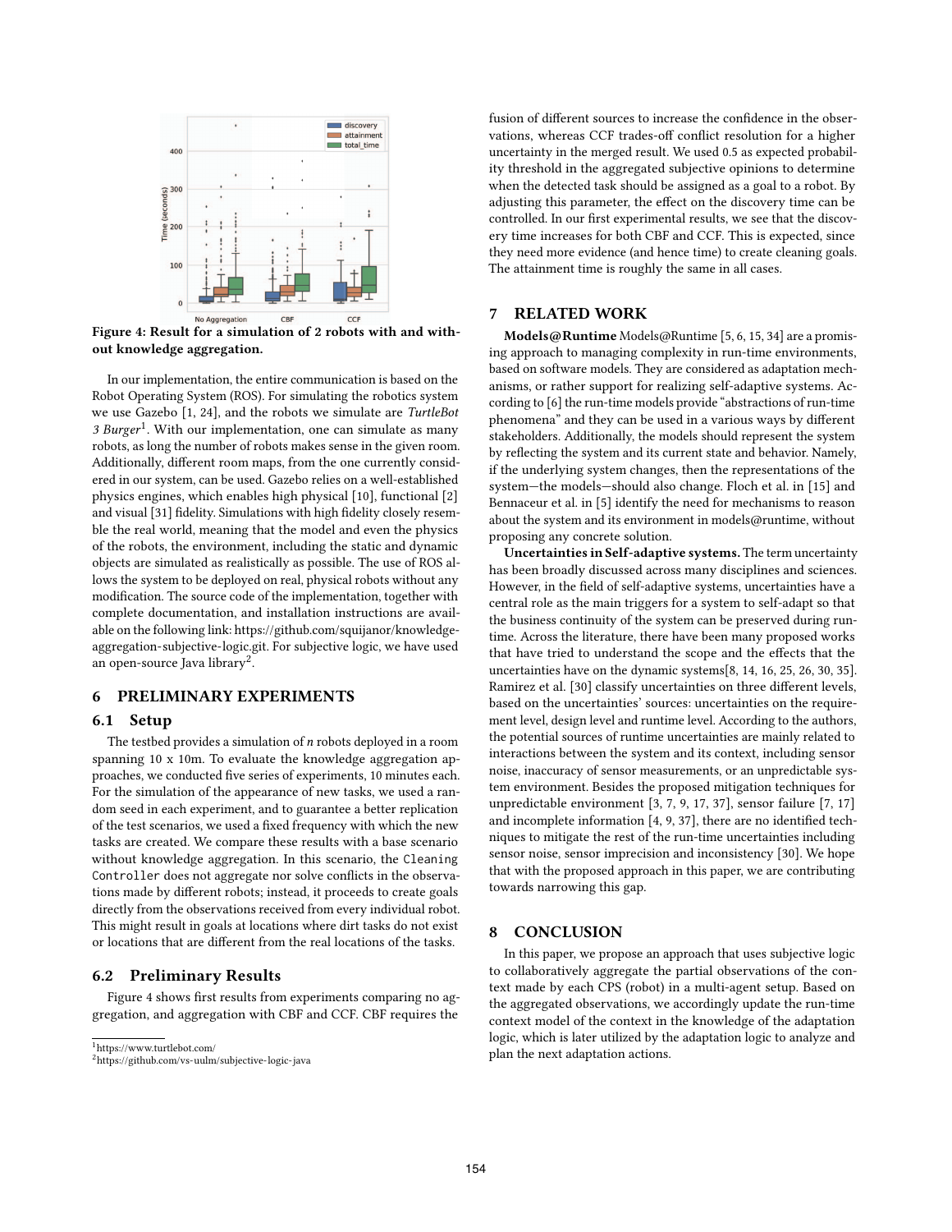Figure 4: Result for a simulation of 2 robots with and without knowledge aggregation.

In our implementation, the entire communication is based on the Robot Operating System (ROS). For simulating the robotics system we use Gazebo [1, 24], and the robots we simulate are *TurtleBot 3 Burger*[1]. With our implementation, one can simulate as many robots, as long the number of robots makes sense in the given room. Additionally, different room maps, from the one currently considered in our system, can be used. Gazebo relies on a well-established physics engines, which enables high physical [10], functional [2] and visual [31] fidelity. Simulations with high fidelity closely resemble the real world, meaning that the model and even the physics of the robots, the environment, including the static and dynamic objects are simulated as realistically as possible. The use of ROS allows the system to be deployed on real, physical robots without any modification. The source code of the implementation, together with complete documentation, and installation instructions are available on the following link: https://github.com/squijanor/knowledge-aggregation-subjective-logic.git. For subjective logic, we have used an open-source Java library[2].

## 6 PRELIMINARY EXPERIMENTS

### 6.1 Setup

The testbed provides a simulation of *n* robots deployed in a room spanning 10 x 10m. To evaluate the knowledge aggregation approaches, we conducted five series of experiments, 10 minutes each. For the simulation of the appearance of new tasks, we used a random seed in each experiment, and to guarantee a better replication of the test scenarios, we used a fixed frequency with which the new tasks are created. We compare these results with a base scenario without knowledge aggregation. In this scenario, the `Cleaning Controller` does not aggregate nor solve conflicts in the observations made by different robots; instead, it proceeds to create goals directly from the observations received from every individual robot. This might result in goals at locations where dirt tasks do not exist or locations that are different from the real locations of the tasks.

### 6.2 Preliminary Results

Figure 4 shows first results from experiments comparing no aggregation, and aggregation with CBF and CCF. CBF requires the fusion of different sources to increase the confidence in the observations, whereas CCF trades-off conflict resolution for a higher uncertainty in the merged result. We used 0.5 as expected probability threshold in the aggregated subjective opinions to determine when the detected task should be assigned as a goal to a robot. By adjusting this parameter, the effect on the discovery time can be controlled. In our first experimental results, we see that the discovery time increases for both CBF and CCF. This is expected, since they need more evidence (and hence time) to create cleaning goals. The attainment time is roughly the same in all cases.

## 7 RELATED WORK

**Models@Runtime** Models@Runtime [5, 6, 15, 34] are a promising approach to managing complexity in run-time environments, based on software models. They are considered as adaptation mechanisms, or rather support for realizing self-adaptive systems. According to [6] the run-time models provide "abstractions of run-time phenomena" and they can be used in a various ways by different stakeholders. Additionally, the models should represent the system by reflecting the system and its current state and behavior. Namely, if the underlying system changes, then the representations of the system—the models—should also change. Floch et al. in [15] and Bennaceur et al. in [5] identify the need for mechanisms to reason about the system and its environment in models@runtime, without proposing any concrete solution.

**Uncertainties in Self-adaptive systems.** The term uncertainty has been broadly discussed across many disciplines and sciences. However, in the field of self-adaptive systems, uncertainties have a central role as the main triggers for a system to self-adapt so that the business continuity of the system can be preserved during runtime. Across the literature, there have been many proposed works that have tried to understand the scope and the effects that the uncertainties have on the dynamic systems[8, 14, 16, 25, 26, 30, 35]. Ramirez et al. [30] classify uncertainties on three different levels, based on the uncertainties' sources: uncertainties on the requirement level, design level and runtime level. According to the authors, the potential sources of runtime uncertainties are mainly related to interactions between the system and its context, including sensor noise, inaccuracy of sensor measurements, or an unpredictable system environment. Besides the proposed mitigation techniques for unpredictable environment [3, 7, 9, 17, 37], sensor failure [7, 17] and incomplete information [4, 9, 37], there are no identified techniques to mitigate the rest of the run-time uncertainties including sensor noise, sensor imprecision and inconsistency [30]. We hope that with the proposed approach in this paper, we are contributing towards narrowing this gap.

## 8 CONCLUSION

In this paper, we propose an approach that uses subjective logic to collaboratively aggregate the partial observations of the context made by each CPS (robot) in a multi-agent setup. Based on the aggregated observations, we accordingly update the run-time context model of the context in the knowledge of the adaptation logic, which is later utilized by the adaptation logic to analyze and plan the next adaptation actions.

[1] https://www.turtlebot.com/

[2] https://github.com/vs-uulm/subjective-logic-java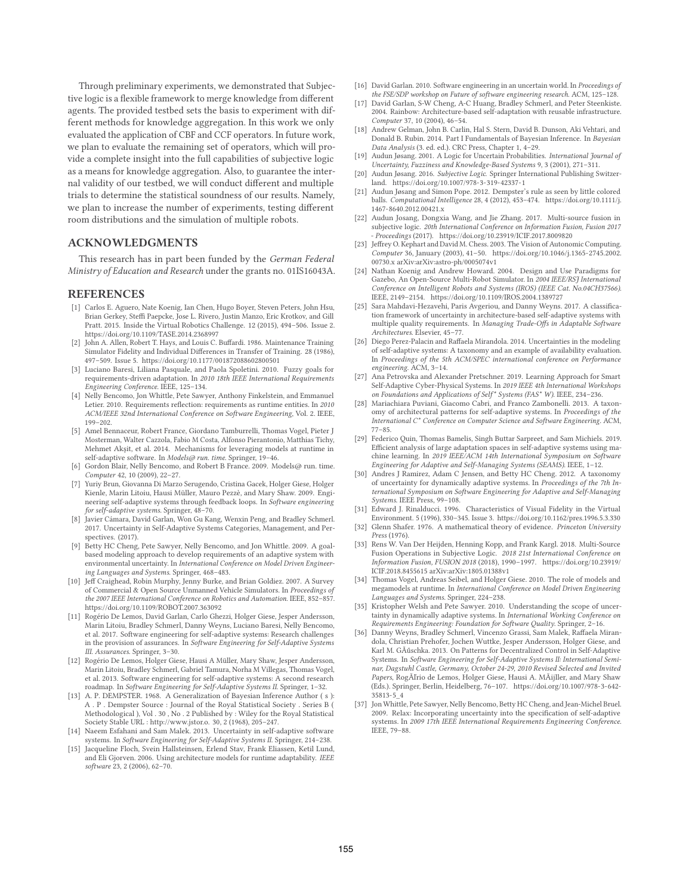Through preliminary experiments, we demonstrated that Subjective logic is a flexible framework to merge knowledge from different agents. The provided testbed sets the basis to experiment with different methods for knowledge aggregation. In this work we only evaluated the application of CBF and CCF operators. In future work, we plan to evaluate the remaining set of operators, which will provide a complete insight into the full capabilities of subjective logic as a means for knowledge aggregation. Also, to guarantee the internal validity of our testbed, we will conduct different and multiple trials to determine the statistical soundness of our results. Namely, we plan to increase the number of experiments, testing different room distributions and the simulation of multiple robots.

## ACKNOWLEDGMENTS

This research has in part been funded by the *German Federal Ministry of Education and Research* under the grants no. 01IS16043A.

## REFERENCES

- [1] Carlos E. Aguero, Nate Koenig, Ian Chen, Hugo Boyer, Steven Peters, John Hsu, Brian Gerkey, Steffi Paepcke, Jose L. Rivero, Justin Manzo, Eric Krotkov, and Gill Pratt. 2015. Inside the Virtual Robotics Challenge. 12 (2015), 494–506. Issue 2. https://doi.org/10.1109/TASE.2014.2368997
- [2] John A. Allen, Robert T. Hays, and Louis C. Buffardi. 1986. Maintenance Training Simulator Fidelity and Individual Differences in Transfer of Training. 28 (1986), 497–509. Issue 5. https://doi.org/10.1177/001872088602800501
- [3] Luciano Baresi, Liliana Pasquale, and Paola Spoletini. 2010. Fuzzy goals for requirements-driven adaptation. In *2010 18th IEEE International Requirements Engineering Conference*. IEEE, 125–134.
- [4] Nelly Bencomo, Jon Whittle, Pete Sawyer, Anthony Finkelstein, and Emmanuel Letier. 2010. Requirements reflection: requirements as runtime entities. In *2010 ACM/IEEE 32nd International Conference on Software Engineering*, Vol. 2. IEEE, 199–202.
- [5] Amel Bennaceur, Robert France, Giordano Tamburrelli, Thomas Vogel, Pieter J Mosterman, Walter Cazzola, Fabio M Costa, Alfonso Pierantonio, Matthias Tichy, Mehmet Akşit, et al. 2014. Mechanisms for leveraging models at runtime in self-adaptive software. In *Models@ run. time*. Springer, 19–46.
- [6] Gordon Blair, Nelly Bencomo, and Robert B France. 2009. Models@ run. time. *Computer* 42, 10 (2009), 22–27.
- [7] Yuriy Brun, Giovanna Di Marzo Serugendo, Cristina Gacek, Holger Giese, Holger Kienle, Marin Litoiu, Hausi Müller, Mauro Pezzè, and Mary Shaw. 2009. Engineering self-adaptive systems through feedback loops. In *Software engineering for self-adaptive systems*. Springer, 48–70.
- [8] Javier Cámara, David Garlan, Won Gu Kang, Wenxin Peng, and Bradley Schmerl. 2017. Uncertainty in Self-Adaptive Systems Categories, Management, and Perspectives. (2017).
- [9] Betty HC Cheng, Pete Sawyer, Nelly Bencomo, and Jon Whittle. 2009. A goal-based modeling approach to develop requirements of an adaptive system with environmental uncertainty. In *International Conference on Model Driven Engineering Languages and Systems*. Springer, 468–483.
- [10] Jeff Craighead, Robin Murphy, Jenny Burke, and Brian Goldiez. 2007. A Survey of Commercial & Open Source Unmanned Vehicle Simulators. In *Proceedings of the 2007 IEEE International Conference on Robotics and Automation*. IEEE, 852–857. https://doi.org/10.1109/ROBOT.2007.363092
- [11] Rogério De Lemos, David Garlan, Carlo Ghezzi, Holger Giese, Jesper Andersson, Marin Litoiu, Bradley Schmerl, Danny Weyns, Luciano Baresi, Nelly Bencomo, et al. 2017. Software engineering for self-adaptive systems: Research challenges in the provision of assurances. In *Software Engineering for Self-Adaptive Systems III. Assurances*. Springer, 3–30.
- [12] Rogério De Lemos, Holger Giese, Hausi A Müller, Mary Shaw, Jesper Andersson, Marin Litoiu, Bradley Schmerl, Gabriel Tamura, Norha M Villegas, Thomas Vogel, et al. 2013. Software engineering for self-adaptive systems: A second research roadmap. In *Software Engineering for Self-Adaptive Systems II*. Springer, 1–32.
- [13] A. P. DEMPSTER. 1968. A Generalization of Bayesian Inference Author ( s ): A . P . Dempster Source : Journal of the Royal Statistical Society . Series B ( Methodological ), Vol . 30 , No . 2 Published by : Wiley for the Royal Statistical Society Stable URL : http://www.jstor.o. 30, 2 (1968), 205–247.
- [14] Naeem Esfahani and Sam Malek. 2013. Uncertainty in self-adaptive software systems. In *Software Engineering for Self-Adaptive Systems II*. Springer, 214–238.
- [15] Jacqueline Floch, Svein Hallsteinsen, Erlend Stav, Frank Eliassen, Ketil Lund, and Eli Gjorven. 2006. Using architecture models for runtime adaptability. *IEEE software* 23, 2 (2006), 62–70.
- [16] David Garlan. 2010. Software engineering in an uncertain world. In *Proceedings of the FSE/SDP workshop on Future of software engineering research*. ACM, 125–128.
- [17] David Garlan, S-W Cheng, A-C Huang, Bradley Schmerl, and Peter Steenkiste. 2004. Rainbow: Architecture-based self-adaptation with reusable infrastructure. *Computer* 37, 10 (2004), 46–54.
- [18] Andrew Gelman, John B. Carlin, Hal S. Stern, David B. Dunson, Aki Vehtari, and Donald B. Rubin. 2014. Part I Fundamentals of Bayesian Inference. In *Bayesian Data Analysis* (3. ed. ed.). CRC Press, Chapter 1, 4–29.
- [19] Audun Jøsang. 2001. A Logic for Uncertain Probabilities. *International Journal of Uncertainty, Fuzziness and Knowledge-Based Systems* 9, 3 (2001), 271–311.
- [20] Audun Jøsang. 2016. *Subjective Logic*. Springer International Publishing Switzerland. https://doi.org/10.1007/978-3-319-42337-1
- [21] Audun Jøsang and Simon Pope. 2012. Dempster's rule as seen by little colored balls. *Computational Intelligence* 28, 4 (2012), 453–474. https://doi.org/10.1111/j.1467-8640.2012.00421.x
- [22] Audun Josang, Dongxia Wang, and Jie Zhang. 2017. Multi-source fusion in subjective logic. *20th International Conference on Information Fusion, Fusion 2017 - Proceedings* (2017). https://doi.org/10.23919/ICIF.2017.8009820
- [23] Jeffrey O. Kephart and David M. Chess. 2003. The Vision of Autonomic Computing. *Computer* 36, January (2003), 41–50. https://doi.org/10.1046/j.1365-2745.2002.00730.x arXiv:arXiv:astro-ph/0005074v1
- [24] Nathan Koenig and Andrew Howard. 2004. Design and Use Paradigms for Gazebo, An Open-Source Multi-Robot Simulator. In *2004 IEEE/RSJ International Conference on Intelligent Robots and Systems (IROS) (IEEE Cat. No.04CH37566)*. IEEE, 2149–2154. https://doi.org/10.1109/IROS.2004.1389727
- [25] Sara Mahdavi-Hezavehi, Paris Avgeriou, and Danny Weyns. 2017. A classification framework of uncertainty in architecture-based self-adaptive systems with multiple quality requirements. In *Managing Trade-Offs in Adaptable Software Architectures*. Elsevier, 45–77.
- [26] Diego Perez-Palacin and Raffaela Mirandola. 2014. Uncertainties in the modeling of self-adaptive systems: A taxonomy and an example of availability evaluation. In *Proceedings of the 5th ACM/SPEC international conference on Performance engineering*. ACM, 3–14.
- [27] Ana Petrovska and Alexander Pretschner. 2019. Learning Approach for Smart Self-Adaptive Cyber-Physical Systems. In *2019 IEEE 4th International Workshops on Foundations and Applications of Self\* Systems (FAS\* W)*. IEEE, 234–236.
- [28] Mariachiara Puviani, Giacomo Cabri, and Franco Zambonelli. 2013. A taxonomy of architectural patterns for self-adaptive systems. In *Proceedings of the International C\* Conference on Computer Science and Software Engineering*. ACM, 77–85.
- [29] Federico Quin, Thomas Bamelis, Singh Buttar Sarpreet, and Sam Michiels. 2019. Efficient analysis of large adaptation spaces in self-adaptive systems using machine learning. In *2019 IEEE/ACM 14th International Symposium on Software Engineering for Adaptive and Self-Managing Systems (SEAMS)*. IEEE, 1–12.
- [30] Andres J Ramirez, Adam C Jensen, and Betty HC Cheng. 2012. A taxonomy of uncertainty for dynamically adaptive systems. In *Proceedings of the 7th International Symposium on Software Engineering for Adaptive and Self-Managing Systems*. IEEE Press, 99–108.
- [31] Edward J. Rinalducci. 1996. Characteristics of Visual Fidelity in the Virtual Environment. 5 (1996), 330–345. Issue 3. https://doi.org/10.1162/pres.1996.5.3.330
- [32] Glenn Shafer. 1976. A mathematical theory of evidence. *Princeton University Press* (1976).
- [33] Rens W. Van Der Heijden, Henning Kopp, and Frank Kargl. 2018. Multi-Source Fusion Operations in Subjective Logic. *2018 21st International Conference on Information Fusion, FUSION 2018* (2018), 1990–1997. https://doi.org/10.23919/ICIF.2018.8455615 arXiv:arXiv:1805.01388v1
- [34] Thomas Vogel, Andreas Seibel, and Holger Giese. 2010. The role of models and megamodels at runtime. In *International Conference on Model Driven Engineering Languages and Systems*. Springer, 224–238.
- [35] Kristopher Welsh and Pete Sawyer. 2010. Understanding the scope of uncertainty in dynamically adaptive systems. In *International Working Conference on Requirements Engineering: Foundation for Software Quality*. Springer, 2–16.
- [36] Danny Weyns, Bradley Schmerl, Vincenzo Grassi, Sam Malek, Raffaela Mirandola, Christian Prehofer, Jochen Wuttke, Jesper Andersson, Holger Giese, and Karl M. GÃűschka. 2013. On Patterns for Decentralized Control in Self-Adaptive Systems. In *Software Engineering for Self-Adaptive Systems II: International Seminar, Dagstuhl Castle, Germany, October 24-29, 2010 Revised Selected and Invited Papers*, RogÃl'rio de Lemos, Holger Giese, Hausi A. MÃijller, and Mary Shaw (Eds.). Springer, Berlin, Heidelberg, 76–107. https://doi.org/10.1007/978-3-642-35813-5_4
- [37] Jon Whittle, Pete Sawyer, Nelly Bencomo, Betty HC Cheng, and Jean-Michel Bruel. 2009. Relax: Incorporating uncertainty into the specification of self-adaptive systems. In *2009 17th IEEE International Requirements Engineering Conference*. IEEE, 79–88.